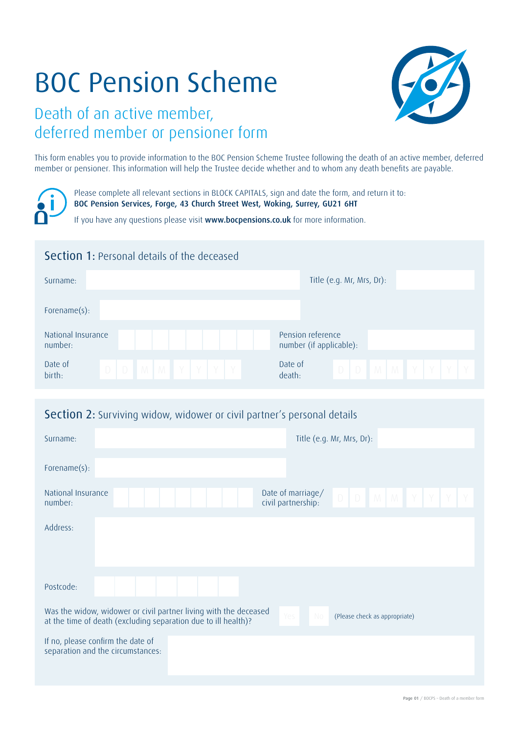# BOC Pension Scheme

## Death of an active member, deferred member or pensioner form

This form enables you to provide information to the BOC Pension Scheme Trustee following the death of an active member, deferred member or pensioner. This information will help the Trustee decide whether and to whom any death benefits are payable.

Please complete all relevant sections in BLOCK CAPITALS, sign and date the form, and return it to:
**BOC Pension Services, Forge, 43 Church Street West, Woking, Surrey, GU21 6HT**

If you have any questions please visit **www.bocpensions.co.uk** for more information.

## Section 1: Personal details of the deceased

| | | | |
|---|---|---|---|
| Surname: | | Title (e.g. Mr, Mrs, Dr): | |
| Forename(s): | | | |
| National Insurance number: | | Pension reference number (if applicable): | |
| Date of birth: | D D M M Y Y Y Y | Date of death: | D D M M Y Y Y Y |

## Section 2: Surviving widow, widower or civil partner's personal details

| | | | |
|---|---|---|---|
| Surname: | | Title (e.g. Mr, Mrs, Dr): | |
| Forename(s): | | | |
| National Insurance number: | | Date of marriage/ civil partnership: | D D M M Y Y Y Y |
| Address: | | | |
| Postcode: | | | |

Was the widow, widower or civil partner living with the deceased at the time of death (excluding separation due to ill health)? Yes No (Please check as appropriate)

If no, please confirm the date of separation and the circumstances: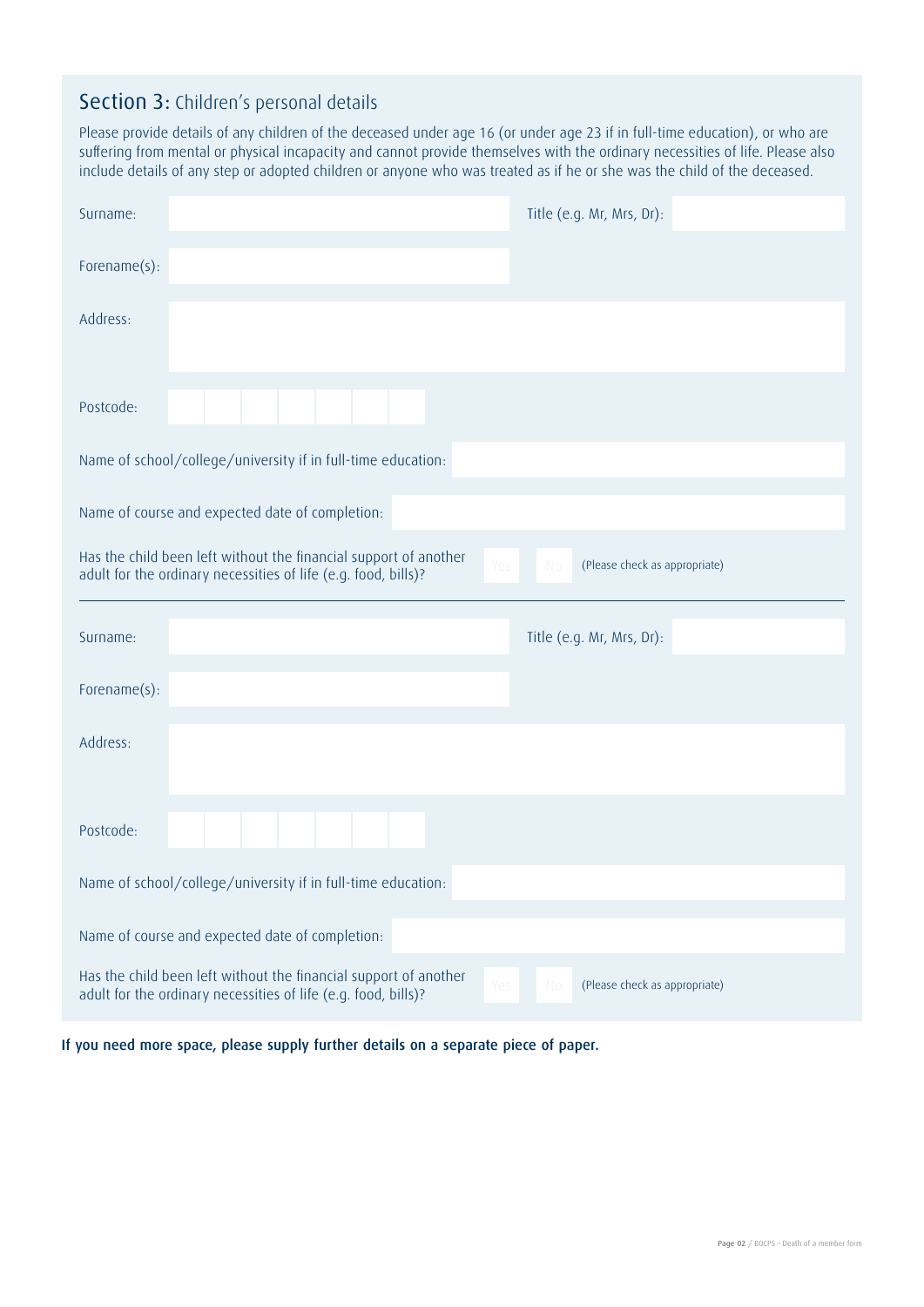## Section 3: Children's personal details

Please provide details of any children of the deceased under age 16 (or under age 23 if in full-time education), or who are suffering from mental or physical incapacity and cannot provide themselves with the ordinary necessities of life. Please also include details of any step or adopted children or anyone who was treated as if he or she was the child of the deceased.

Surname:

Title (e.g. Mr, Mrs, Dr):

Forename(s):

Address:

Postcode:

Name of school/college/university if in full-time education:

Name of course and expected date of completion:

Has the child been left without the financial support of another adult for the ordinary necessities of life (e.g. food, bills)? Yes No (Please check as appropriate)

---

Surname:

Title (e.g. Mr, Mrs, Dr):

Forename(s):

Address:

Postcode:

Name of school/college/university if in full-time education:

Name of course and expected date of completion:

Has the child been left without the financial support of another adult for the ordinary necessities of life (e.g. food, bills)? Yes No (Please check as appropriate)

**If you need more space, please supply further details on a separate piece of paper.**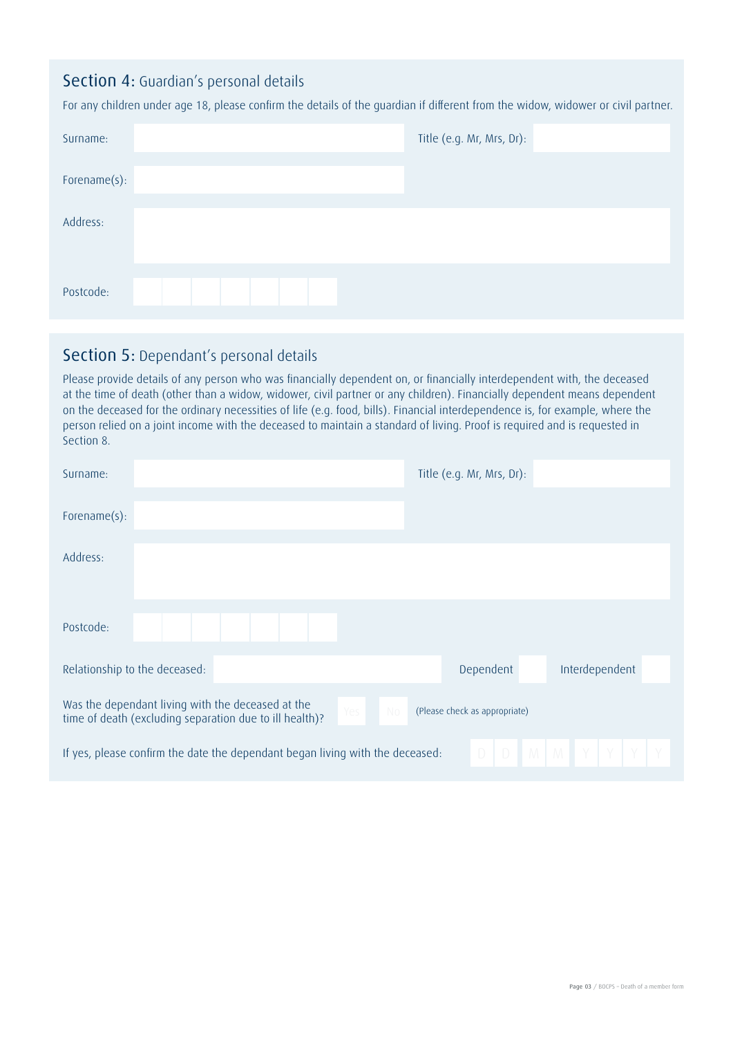## Section 4: Guardian's personal details

For any children under age 18, please confirm the details of the guardian if different from the widow, widower or civil partner.

Surname:

Title (e.g. Mr, Mrs, Dr):

Forename(s):

Address:

Postcode:

## Section 5: Dependant's personal details

Please provide details of any person who was financially dependent on, or financially interdependent with, the deceased at the time of death (other than a widow, widower, civil partner or any children). Financially dependent means dependent on the deceased for the ordinary necessities of life (e.g. food, bills). Financial interdependence is, for example, where the person relied on a joint income with the deceased to maintain a standard of living. Proof is required and is requested in Section 8.

Surname:

Title (e.g. Mr, Mrs, Dr):

Forename(s):

Address:

Postcode:

Relationship to the deceased:

Dependent

Interdependent

Was the dependant living with the deceased at the time of death (excluding separation due to ill health)? Yes No (Please check as appropriate)

If yes, please confirm the date the dependant began living with the deceased: D D M M Y Y Y Y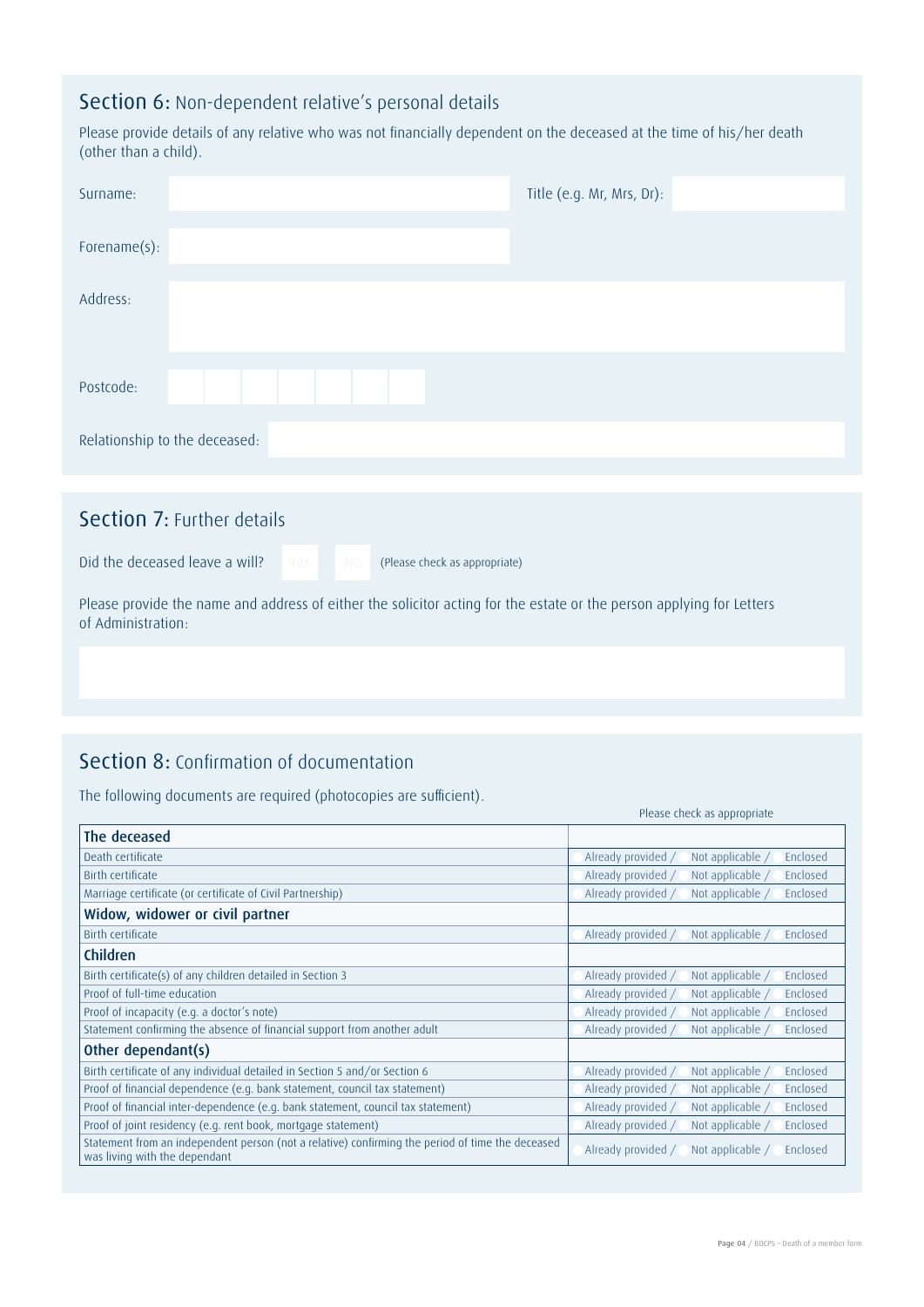## Section 6: Non-dependent relative's personal details

Please provide details of any relative who was not financially dependent on the deceased at the time of his/her death (other than a child).

Surname:

Title (e.g. Mr, Mrs, Dr):

Forename(s):

Address:

Postcode:

Relationship to the deceased:

## Section 7: Further details

Did the deceased leave a will? Yes No (Please check as appropriate)

Please provide the name and address of either the solicitor acting for the estate or the person applying for Letters of Administration:

## Section 8: Confirmation of documentation

The following documents are required (photocopies are sufficient).

| | Please check as appropriate |
|---|---|
| **The deceased** | |
| Death certificate | Already provided / Not applicable / Enclosed |
| Birth certificate | Already provided / Not applicable / Enclosed |
| Marriage certificate (or certificate of Civil Partnership) | Already provided / Not applicable / Enclosed |
| **Widow, widower or civil partner** | |
| Birth certificate | Already provided / Not applicable / Enclosed |
| **Children** | |
| Birth certificate(s) of any children detailed in Section 3 | Already provided / Not applicable / Enclosed |
| Proof of full-time education | Already provided / Not applicable / Enclosed |
| Proof of incapacity (e.g. a doctor's note) | Already provided / Not applicable / Enclosed |
| Statement confirming the absence of financial support from another adult | Already provided / Not applicable / Enclosed |
| **Other dependant(s)** | |
| Birth certificate of any individual detailed in Section 5 and/or Section 6 | Already provided / Not applicable / Enclosed |
| Proof of financial dependence (e.g. bank statement, council tax statement) | Already provided / Not applicable / Enclosed |
| Proof of financial inter-dependence (e.g. bank statement, council tax statement) | Already provided / Not applicable / Enclosed |
| Proof of joint residency (e.g. rent book, mortgage statement) | Already provided / Not applicable / Enclosed |
| Statement from an independent person (not a relative) confirming the period of time the deceased was living with the dependant | Already provided / Not applicable / Enclosed |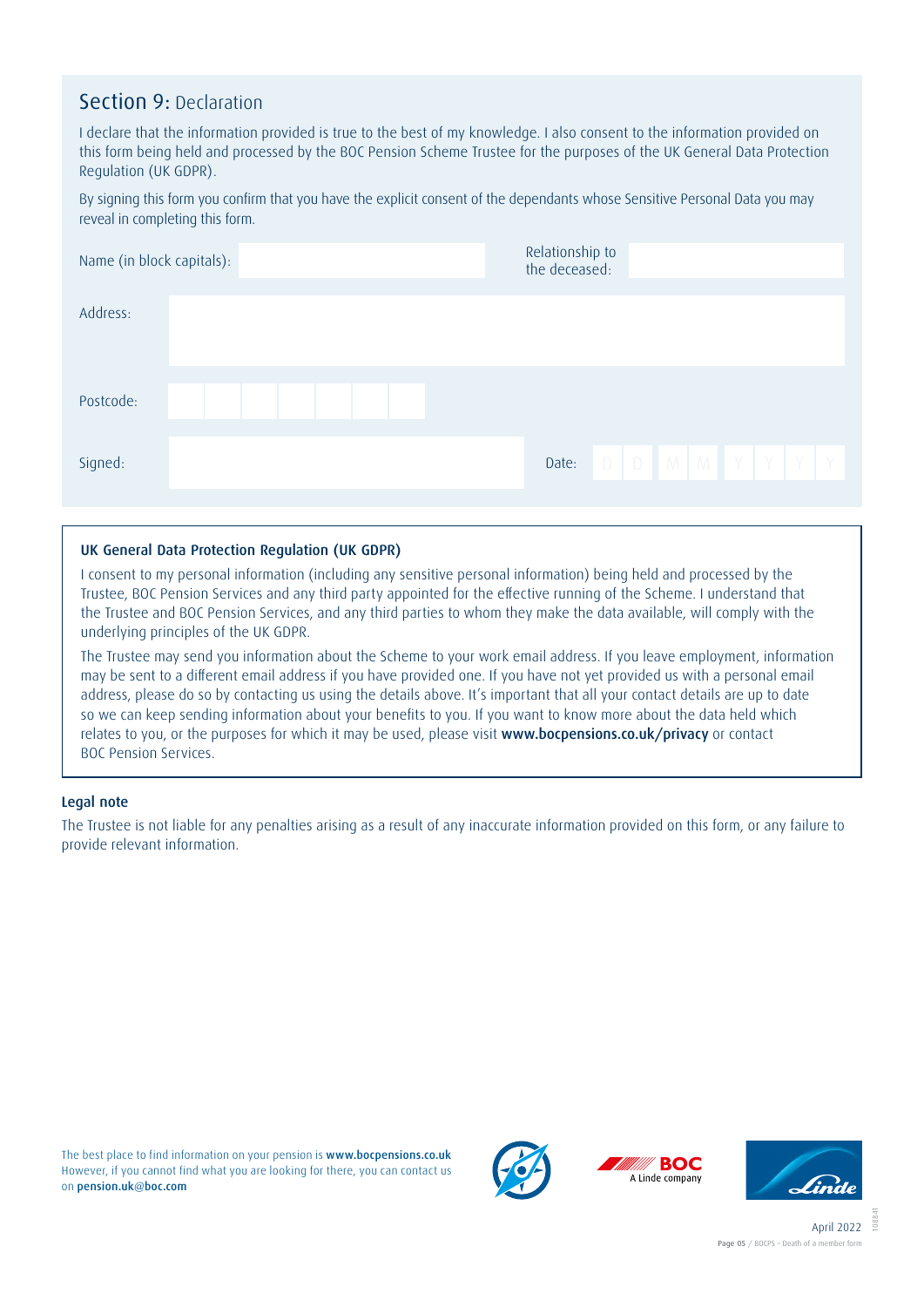## Section 9: Declaration

I declare that the information provided is true to the best of my knowledge. I also consent to the information provided on this form being held and processed by the BOC Pension Scheme Trustee for the purposes of the UK General Data Protection Regulation (UK GDPR).

By signing this form you confirm that you have the explicit consent of the dependants whose Sensitive Personal Data you may reveal in completing this form.

Name (in block capitals):

Relationship to the deceased:

Address:

Postcode:

Signed:

Date: D D M M Y Y Y Y

### UK General Data Protection Regulation (UK GDPR)

I consent to my personal information (including any sensitive personal information) being held and processed by the Trustee, BOC Pension Services and any third party appointed for the effective running of the Scheme. I understand that the Trustee and BOC Pension Services, and any third parties to whom they make the data available, will comply with the underlying principles of the UK GDPR.

The Trustee may send you information about the Scheme to your work email address. If you leave employment, information may be sent to a different email address if you have provided one. If you have not yet provided us with a personal email address, please do so by contacting us using the details above. It's important that all your contact details are up to date so we can keep sending information about your benefits to you. If you want to know more about the data held which relates to you, or the purposes for which it may be used, please visit **www.bocpensions.co.uk/privacy** or contact BOC Pension Services.

### Legal note

The Trustee is not liable for any penalties arising as a result of any inaccurate information provided on this form, or any failure to provide relevant information.

The best place to find information on your pension is **www.bocpensions.co.uk** However, if you cannot find what you are looking for there, you can contact us on **pension.uk@boc.com**

BOC A Linde company

Linde

April 2022